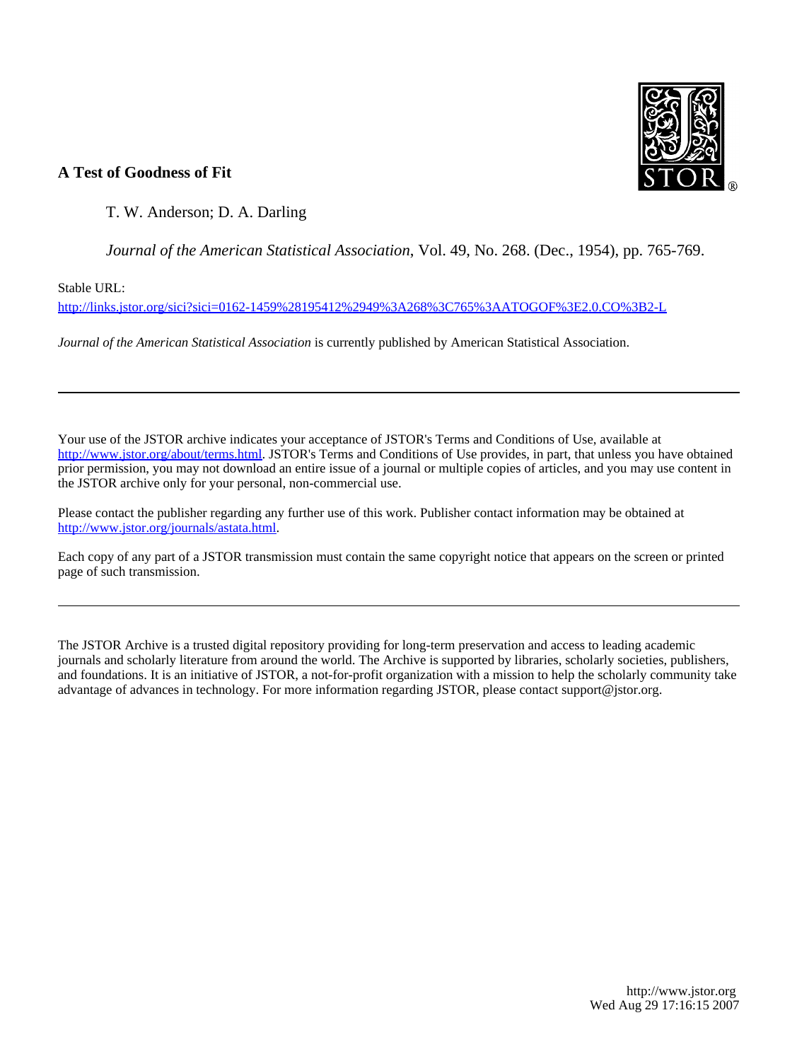# A Test of Goodness of Fit

T. W. Anderson; D. A. Darling

*Journal of the American Statistical Association*, Vol. 49, No. 268. (Dec., 1954), pp. 765-769.

Stable URL:

http://links.jstor.org/sici?sici=0162-1459%28195412%2949%3A268%3C765%3AATOGOF%3E2.0.CO%3B2-L

*Journal of the American Statistical Association* is currently published by American Statistical Association.

---

Your use of the JSTOR archive indicates your acceptance of JSTOR's Terms and Conditions of Use, available at http://www.jstor.org/about/terms.html. JSTOR's Terms and Conditions of Use provides, in part, that unless you have obtained prior permission, you may not download an entire issue of a journal or multiple copies of articles, and you may use content in the JSTOR archive only for your personal, non-commercial use.

Please contact the publisher regarding any further use of this work. Publisher contact information may be obtained at http://www.jstor.org/journals/astata.html.

Each copy of any part of a JSTOR transmission must contain the same copyright notice that appears on the screen or printed page of such transmission.

---

The JSTOR Archive is a trusted digital repository providing for long-term preservation and access to leading academic journals and scholarly literature from around the world. The Archive is supported by libraries, scholarly societies, publishers, and foundations. It is an initiative of JSTOR, a not-for-profit organization with a mission to help the scholarly community take advantage of advances in technology. For more information regarding JSTOR, please contact support@jstor.org.

http://www.jstor.org
Wed Aug 29 17:16:15 2007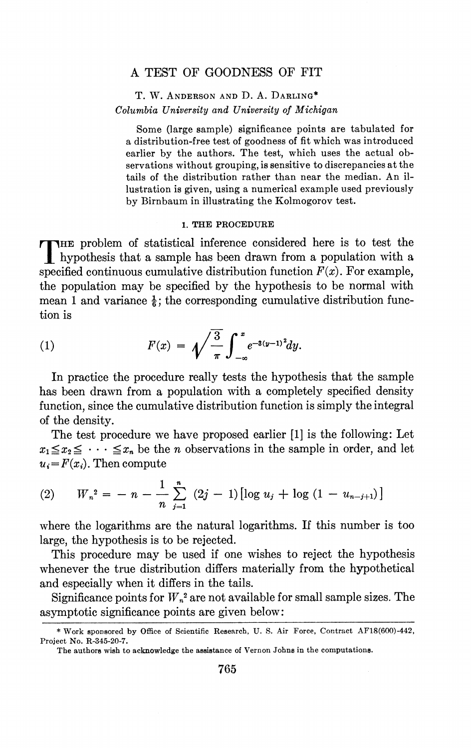# A TEST OF GOODNESS OF FIT

T. W. Anderson and D. A. Darling*

*Columbia University and University of Michigan*

Some (large sample) significance points are tabulated for a distribution-free test of goodness of fit which was introduced earlier by the authors. The test, which uses the actual observations without grouping, is sensitive to discrepancies at the tails of the distribution rather than near the median. An illustration is given, using a numerical example used previously by Birnbaum in illustrating the Kolmogorov test.

## 1. THE PROCEDURE

The problem of statistical inference considered here is to test the hypothesis that a sample has been drawn from a population with a specified continuous cumulative distribution function $F(x)$. For example, the population may be specified by the hypothesis to be normal with mean 1 and variance $\frac{1}{6}$; the corresponding cumulative distribution function is

$$F(x) = \sqrt{\frac{3}{\pi}} \int_{-\infty}^{x} e^{-3(y-1)^2} dy. \tag{1}$$

In practice the procedure really tests the hypothesis that the sample has been drawn from a population with a completely specified density function, since the cumulative distribution function is simply the integral of the density.

The test procedure we have proposed earlier [1] is the following: Let $x_1 \leq x_2 \leq \cdots \leq x_n$ be the $n$ observations in the sample in order, and let $u_i = F(x_i)$. Then compute

$$W_n^2 = -n - \frac{1}{n} \sum_{j=1}^{n} (2j-1)\left[\log u_j + \log(1 - u_{n-j+1})\right] \tag{2}$$

where the logarithms are the natural logarithms. If this number is too large, the hypothesis is to be rejected.

This procedure may be used if one wishes to reject the hypothesis whenever the true distribution differs materially from the hypothetical and especially when it differs in the tails.

Significance points for $W_n^2$ are not available for small sample sizes. The asymptotic significance points are given below:

---

\* Work sponsored by Office of Scientific Research, U. S. Air Force, Contract AF18(600)-442, Project No. R-345-20-7.

The authors wish to acknowledge the assistance of Vernon Johns in the computations.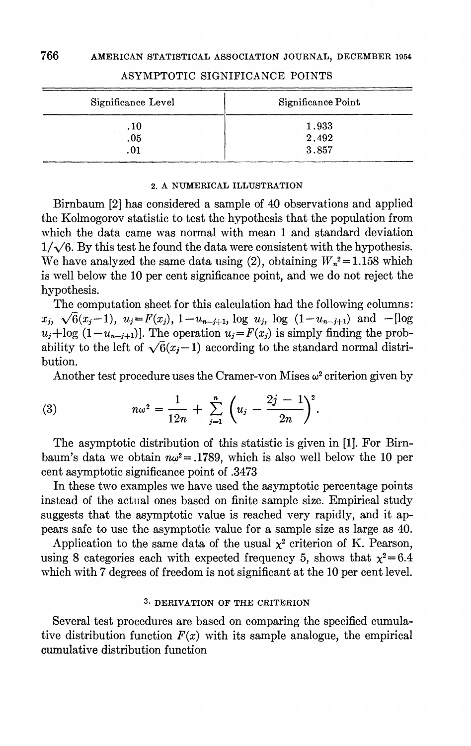ASYMPTOTIC SIGNIFICANCE POINTS

| Significance Level | Significance Point |
|---|---|
| .10 | 1.933 |
| .05 | 2.492 |
| .01 | 3.857 |

## 2. A NUMERICAL ILLUSTRATION

Birnbaum [2] has considered a sample of 40 observations and applied the Kolmogorov statistic to test the hypothesis that the population from which the data came was normal with mean 1 and standard deviation $1/\sqrt{6}$. By this test he found the data were consistent with the hypothesis. We have analyzed the same data using (2), obtaining $W_n^2 = 1.158$ which is well below the 10 per cent significance point, and we do not reject the hypothesis.

The computation sheet for this calculation had the following columns: $x_j$, $\sqrt{6}(x_j - 1)$, $u_j = F(x_j)$, $1 - u_{n-j+1}$, $\log u_j$, $\log(1 - u_{n-j+1})$ and $-[\log u_j + \log(1 - u_{n-j+1})]$. The operation $u_j = F(x_j)$ is simply finding the probability to the left of $\sqrt{6}(x_j - 1)$ according to the standard normal distribution.

Another test procedure uses the Cramer-von Mises $\omega^2$ criterion given by

$$n\omega^2 = \frac{1}{12n} + \sum_{j=1}^{n} \left( u_j - \frac{2j - 1}{2n} \right)^2. \tag{3}$$

The asymptotic distribution of this statistic is given in [1]. For Birnbaum's data we obtain $n\omega^2 = .1789$, which is also well below the 10 per cent asymptotic significance point of .3473

In these two examples we have used the asymptotic percentage points instead of the actual ones based on finite sample size. Empirical study suggests that the asymptotic value is reached very rapidly, and it appears safe to use the asymptotic value for a sample size as large as 40.

Application to the same data of the usual $\chi^2$ criterion of K. Pearson, using 8 categories each with expected frequency 5, shows that $\chi^2 = 6.4$ which with 7 degrees of freedom is not significant at the 10 per cent level.

## 3. DERIVATION OF THE CRITERION

Several test procedures are based on comparing the specified cumulative distribution function $F(x)$ with its sample analogue, the empirical cumulative distribution function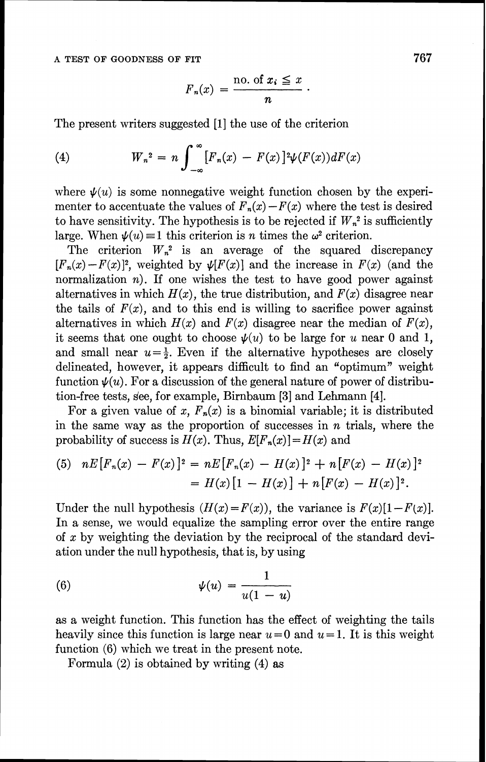$$F_n(x) = \frac{\text{no. of } x_i \leqq x}{n} \cdot$$

The present writers suggested [1] the use of the criterion

$$W_n{}^2 = n \int_{-\infty}^{\infty} [F_n(x) - F(x)]^2 \psi(F(x)) dF(x) \tag{4}$$

where $\psi(u)$ is some nonnegative weight function chosen by the experimenter to accentuate the values of $F_n(x) - F(x)$ where the test is desired to have sensitivity. The hypothesis is to be rejected if $W_n{}^2$ is sufficiently large. When $\psi(u) \equiv 1$ this criterion is $n$ times the $\omega^2$ criterion.

The criterion $W_n{}^2$ is an average of the squared discrepancy $[F_n(x) - F(x)]^2$, weighted by $\psi[F(x)]$ and the increase in $F(x)$ (and the normalization $n$). If one wishes the test to have good power against alternatives in which $H(x)$, the true distribution, and $F(x)$ disagree near the tails of $F(x)$, and to this end is willing to sacrifice power against alternatives in which $H(x)$ and $F(x)$ disagree near the median of $F(x)$, it seems that one ought to choose $\psi(u)$ to be large for $u$ near 0 and 1, and small near $u = \frac{1}{2}$. Even if the alternative hypotheses are closely delineated, however, it appears difficult to find an "optimum" weight function $\psi(u)$. For a discussion of the general nature of power of distribution-free tests, see, for example, Birnbaum [3] and Lehmann [4].

For a given value of $x$, $F_n(x)$ is a binomial variable; it is distributed in the same way as the proportion of successes in $n$ trials, where the probability of success is $H(x)$. Thus, $E[F_n(x)] = H(x)$ and

$$\begin{aligned} nE[F_n(x) - F(x)]^2 &= nE[F_n(x) - H(x)]^2 + n[F(x) - H(x)]^2 \\ &= H(x)[1 - H(x)] + n[F(x) - H(x)]^2. \end{aligned} \tag{5}$$

Under the null hypothesis ($H(x) = F(x)$), the variance is $F(x)[1 - F(x)]$. In a sense, we would equalize the sampling error over the entire range of $x$ by weighting the deviation by the reciprocal of the standard deviation under the null hypothesis, that is, by using

$$\psi(u) = \frac{1}{u(1 - u)} \tag{6}$$

as a weight function. This function has the effect of weighting the tails heavily since this function is large near $u = 0$ and $u = 1$. It is this weight function (6) which we treat in the present note.

Formula (2) is obtained by writing (4) as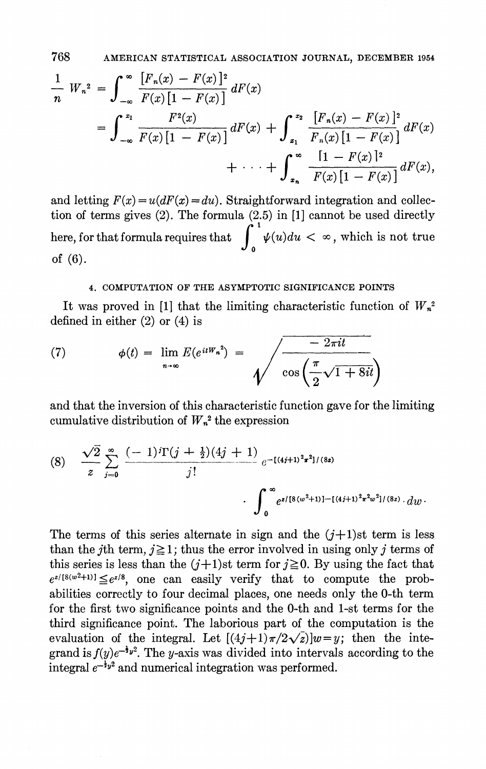$$\frac{1}{n} W_n^2 = \int_{-\infty}^{\infty} \frac{[F_n(x) - F(x)]^2}{F(x)[1 - F(x)]} dF(x)$$

$$= \int_{-\infty}^{x_1} \frac{F^2(x)}{F(x)[1 - F(x)]} dF(x) + \int_{x_1}^{x_2} \frac{[F_n(x) - F(x)]^2}{F_n(x)[1 - F(x)]} dF(x) + \cdots + \int_{x_n}^{\infty} \frac{[1 - F(x)]^2}{F(x)[1 - F(x)]} dF(x),$$

and letting $F(x) = u(dF(x) = du)$. Straightforward integration and collection of terms gives (2). The formula (2.5) in [1] cannot be used directly here, for that formula requires that $\int_0^1 \psi(u)du < \infty$, which is not true of (6).

### 4. COMPUTATION OF THE ASYMPTOTIC SIGNIFICANCE POINTS

It was proved in [1] that the limiting characteristic function of $W_n^2$ defined in either (2) or (4) is

$$\phi(t) = \lim_{n \to \infty} E(e^{itW_n^2}) = \sqrt{\frac{-2\pi it}{\cos\left(\frac{\pi}{2}\sqrt{1 + 8it}\right)}} \tag{7}$$

and that the inversion of this characteristic function gave for the limiting cumulative distribution of $W_n^2$ the expression

$$\frac{\sqrt{2}}{z} \sum_{j=0}^{\infty} \frac{(-1)^j \Gamma(j + \frac{1}{2})(4j + 1)}{j!} e^{-[(4j+1)^2\pi^2]/(8z)} \cdot \int_0^{\infty} e^{z/[8(w^2+1)] - [(4j+1)^2\pi^2 w^2]/(8z)} \cdot dw. \tag{8}$$

The terms of this series alternate in sign and the $(j+1)$st term is less than the $j$th term, $j \geq 1$; thus the error involved in using only $j$ terms of this series is less than the $(j+1)$st term for $j \geq 0$. By using the fact that $e^{z/[8(w^2+1)]} \leq e^{z/8}$, one can easily verify that to compute the probabilities correctly to four decimal places, one needs only the 0-th term for the first two significance points and the 0-th and 1-st terms for the third significance point. The laborious part of the computation is the evaluation of the integral. Let $[(4j+1)\pi/2\sqrt{z}]w = y$; then the integrand is $f(y)e^{-\frac{1}{2}y^2}$. The $y$-axis was divided into intervals according to the integral $e^{-\frac{1}{2}y^2}$ and numerical integration was performed.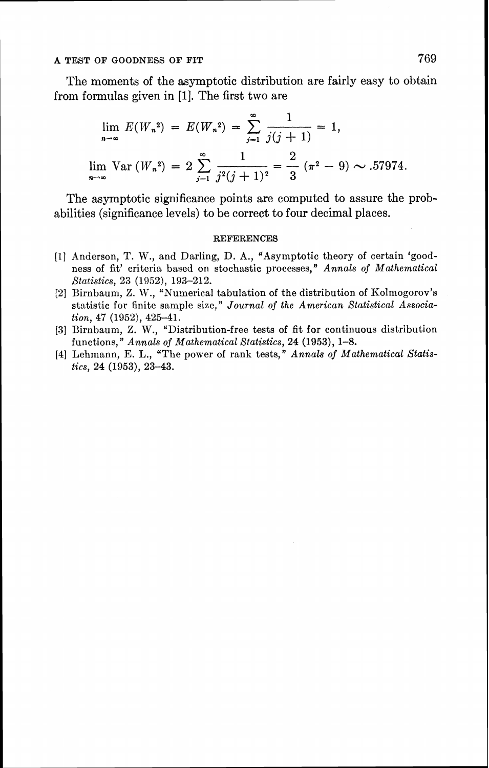The moments of the asymptotic distribution are fairly easy to obtain from formulas given in [1]. The first two are

$$\lim_{n\to\infty} E(W_n^2) = E(W_n^2) = \sum_{j=1}^{\infty} \frac{1}{j(j+1)} = 1,$$

$$\lim_{n\to\infty} \operatorname{Var}(W_n^2) = 2\sum_{j=1}^{\infty} \frac{1}{j^2(j+1)^2} = \frac{2}{3}(\pi^2 - 9) \sim .57974.$$

The asymptotic significance points are computed to assure the probabilities (significance levels) to be correct to four decimal places.

## REFERENCES

[1] Anderson, T. W., and Darling, D. A., "Asymptotic theory of certain 'goodness of fit' criteria based on stochastic processes," *Annals of Mathematical Statistics*, 23 (1952), 193–212.

[2] Birnbaum, Z. W., "Numerical tabulation of the distribution of Kolmogorov's statistic for finite sample size," *Journal of the American Statistical Association*, 47 (1952), 425–41.

[3] Birnbaum, Z. W., "Distribution-free tests of fit for continuous distribution functions," *Annals of Mathematical Statistics*, 24 (1953), 1–8.

[4] Lehmann, E. L., "The power of rank tests," *Annals of Mathematical Statistics*, 24 (1953), 23–43.